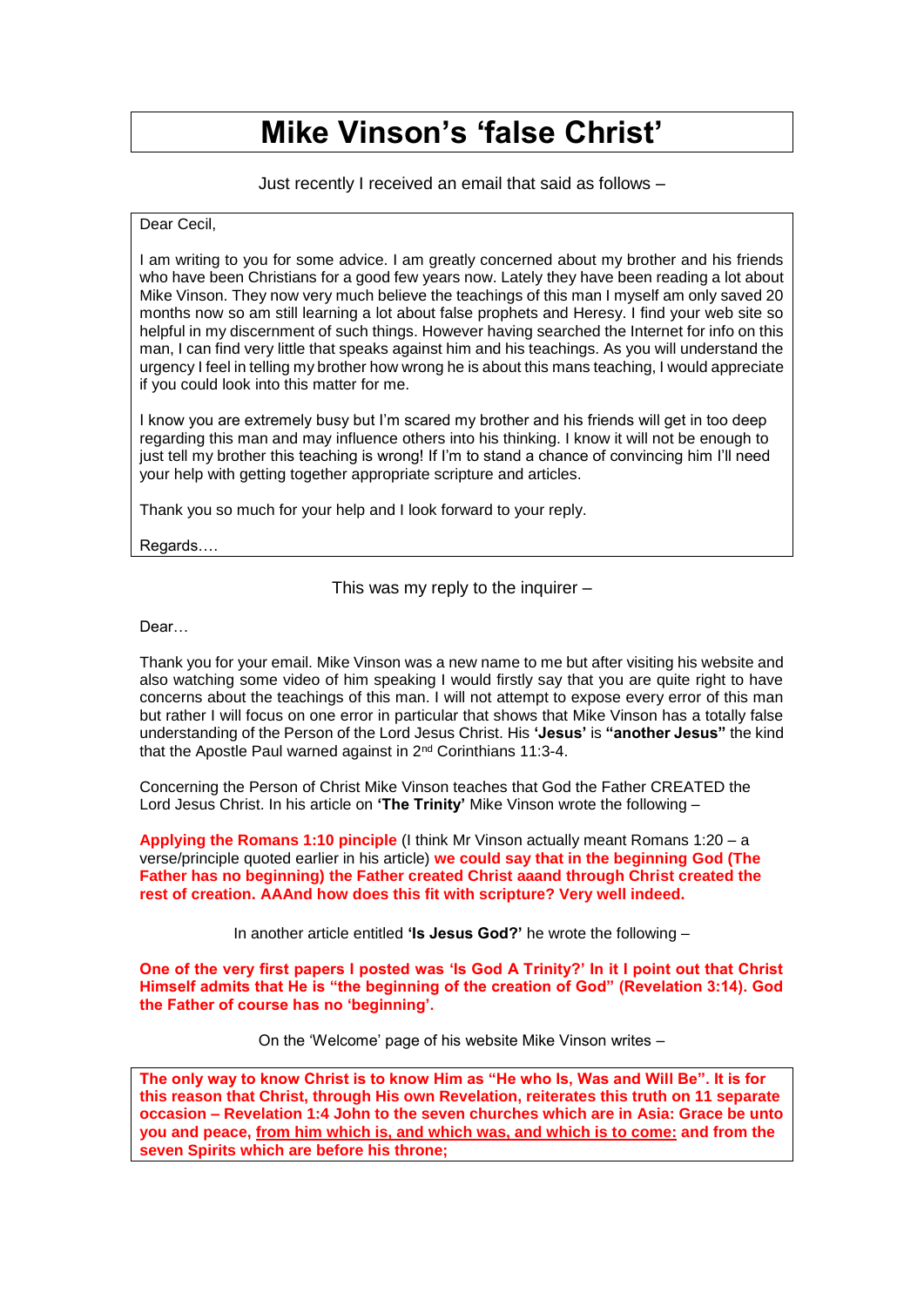# Mike Vinson's 'false Christ'

Just recently I received an email that said as follows –

> Dear Cecil,
>
> I am writing to you for some advice. I am greatly concerned about my brother and his friends who have been Christians for a good few years now. Lately they have been reading a lot about Mike Vinson. They now very much believe the teachings of this man I myself am only saved 20 months now so am still learning a lot about false prophets and Heresy. I find your web site so helpful in my discernment of such things. However having searched the Internet for info on this man, I can find very little that speaks against him and his teachings. As you will understand the urgency I feel in telling my brother how wrong he is about this mans teaching, I would appreciate if you could look into this matter for me.
>
> I know you are extremely busy but I'm scared my brother and his friends will get in too deep regarding this man and may influence others into his thinking. I know it will not be enough to just tell my brother this teaching is wrong! If I'm to stand a chance of convincing him I'll need your help with getting together appropriate scripture and articles.
>
> Thank you so much for your help and I look forward to your reply.
>
> Regards….

This was my reply to the inquirer –

Dear…

Thank you for your email. Mike Vinson was a new name to me but after visiting his website and also watching some video of him speaking I would firstly say that you are quite right to have concerns about the teachings of this man. I will not attempt to expose every error of this man but rather I will focus on one error in particular that shows that Mike Vinson has a totally false understanding of the Person of the Lord Jesus Christ. His **'Jesus'** is **"another Jesus"** the kind that the Apostle Paul warned against in 2nd Corinthians 11:3-4.

Concerning the Person of Christ Mike Vinson teaches that God the Father CREATED the Lord Jesus Christ. In his article on **'The Trinity'** Mike Vinson wrote the following –

**Applying the Romans 1:10 principle** (I think Mr Vinson actually meant Romans 1:20 – a verse/principle quoted earlier in his article) **we could say that in the beginning God (The Father has no beginning) the Father created Christ aaand through Christ created the rest of creation. AAAnd how does this fit with scripture? Very well indeed.**

In another article entitled **'Is Jesus God?'** he wrote the following –

**One of the very first papers I posted was 'Is God A Trinity?' In it I point out that Christ Himself admits that He is "the beginning of the creation of God" (Revelation 3:14). God the Father of course has no 'beginning'.**

On the 'Welcome' page of his website Mike Vinson writes –

> **The only way to know Christ is to know Him as "He who Is, Was and Will Be". It is for this reason that Christ, through His own Revelation, reiterates this truth on 11 separate occasion – Revelation 1:4 John to the seven churches which are in Asia: Grace be unto you and peace, <u>from him which is, and which was, and which is to come:</u> and from the seven Spirits which are before his throne;**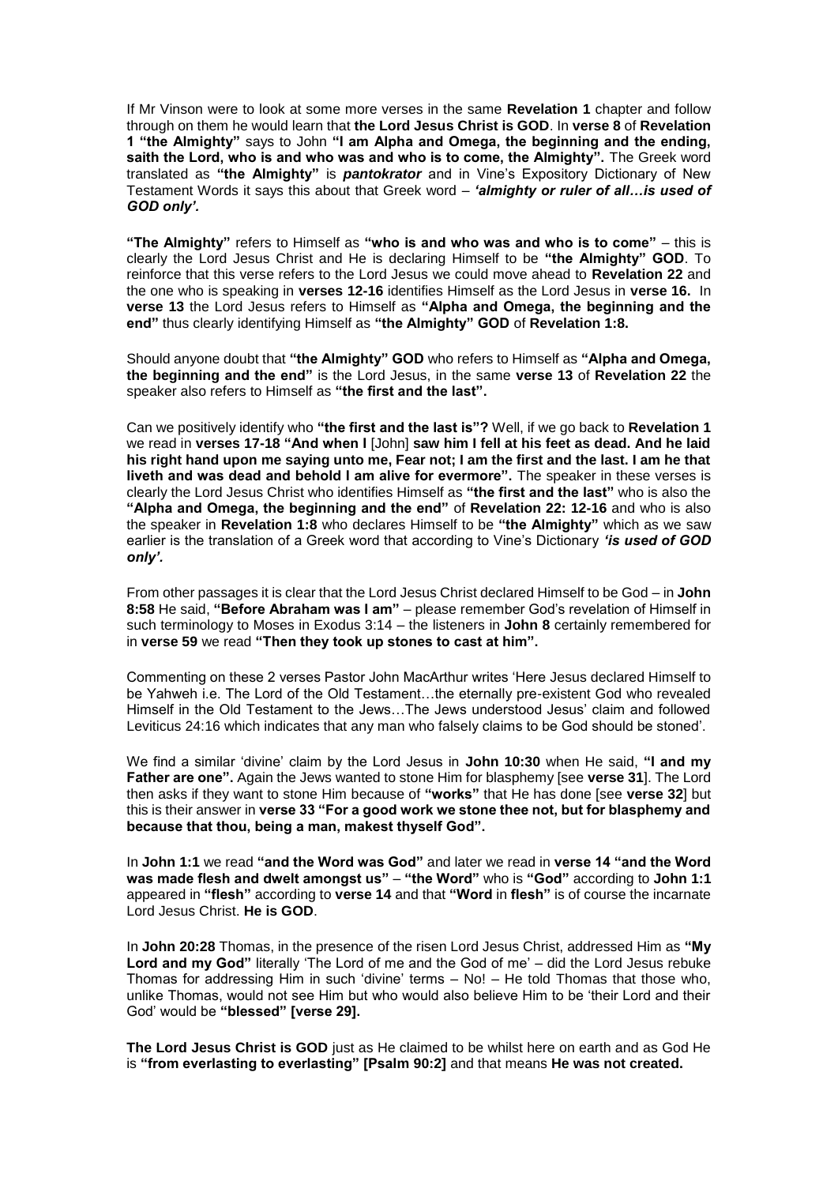If Mr Vinson were to look at some more verses in the same **Revelation 1** chapter and follow through on them he would learn that **the Lord Jesus Christ is GOD**. In **verse 8** of **Revelation 1 "the Almighty"** says to John **"I am Alpha and Omega, the beginning and the ending, saith the Lord, who is and who was and who is to come, the Almighty".** The Greek word translated as **"the Almighty"** is ***pantokrator*** and in Vine's Expository Dictionary of New Testament Words it says this about that Greek word – ***'almighty or ruler of all…is used of GOD only'.***

**"The Almighty"** refers to Himself as **"who is and who was and who is to come"** – this is clearly the Lord Jesus Christ and He is declaring Himself to be **"the Almighty" GOD**. To reinforce that this verse refers to the Lord Jesus we could move ahead to **Revelation 22** and the one who is speaking in **verses 12-16** identifies Himself as the Lord Jesus in **verse 16.** In **verse 13** the Lord Jesus refers to Himself as **"Alpha and Omega, the beginning and the end"** thus clearly identifying Himself as **"the Almighty" GOD** of **Revelation 1:8.**

Should anyone doubt that **"the Almighty" GOD** who refers to Himself as **"Alpha and Omega, the beginning and the end"** is the Lord Jesus, in the same **verse 13** of **Revelation 22** the speaker also refers to Himself as **"the first and the last".**

Can we positively identify who **"the first and the last is"?** Well, if we go back to **Revelation 1** we read in **verses 17-18 "And when I** [John] **saw him I fell at his feet as dead. And he laid his right hand upon me saying unto me, Fear not; I am the first and the last. I am he that liveth and was dead and behold I am alive for evermore".** The speaker in these verses is clearly the Lord Jesus Christ who identifies Himself as **"the first and the last"** who is also the **"Alpha and Omega, the beginning and the end"** of **Revelation 22: 12-16** and who is also the speaker in **Revelation 1:8** who declares Himself to be **"the Almighty"** which as we saw earlier is the translation of a Greek word that according to Vine's Dictionary ***'is used of GOD only'.***

From other passages it is clear that the Lord Jesus Christ declared Himself to be God – in **John 8:58** He said, **"Before Abraham was I am"** – please remember God's revelation of Himself in such terminology to Moses in Exodus 3:14 – the listeners in **John 8** certainly remembered for in **verse 59** we read **"Then they took up stones to cast at him".**

Commenting on these 2 verses Pastor John MacArthur writes 'Here Jesus declared Himself to be Yahweh i.e. The Lord of the Old Testament…the eternally pre-existent God who revealed Himself in the Old Testament to the Jews…The Jews understood Jesus' claim and followed Leviticus 24:16 which indicates that any man who falsely claims to be God should be stoned'.

We find a similar 'divine' claim by the Lord Jesus in **John 10:30** when He said, **"I and my Father are one".** Again the Jews wanted to stone Him for blasphemy [see **verse 31**]. The Lord then asks if they want to stone Him because of **"works"** that He has done [see **verse 32**] but this is their answer in **verse 33 "For a good work we stone thee not, but for blasphemy and because that thou, being a man, makest thyself God".**

In **John 1:1** we read **"and the Word was God"** and later we read in **verse 14 "and the Word was made flesh and dwelt amongst us"** – **"the Word"** who is **"God"** according to **John 1:1** appeared in **"flesh"** according to **verse 14** and that **"Word** in **flesh"** is of course the incarnate Lord Jesus Christ. **He is GOD**.

In **John 20:28** Thomas, in the presence of the risen Lord Jesus Christ, addressed Him as **"My Lord and my God"** literally 'The Lord of me and the God of me' – did the Lord Jesus rebuke Thomas for addressing Him in such 'divine' terms – No! – He told Thomas that those who, unlike Thomas, would not see Him but who would also believe Him to be 'their Lord and their God' would be **"blessed" [verse 29].**

**The Lord Jesus Christ is GOD** just as He claimed to be whilst here on earth and as God He is **"from everlasting to everlasting" [Psalm 90:2]** and that means **He was not created.**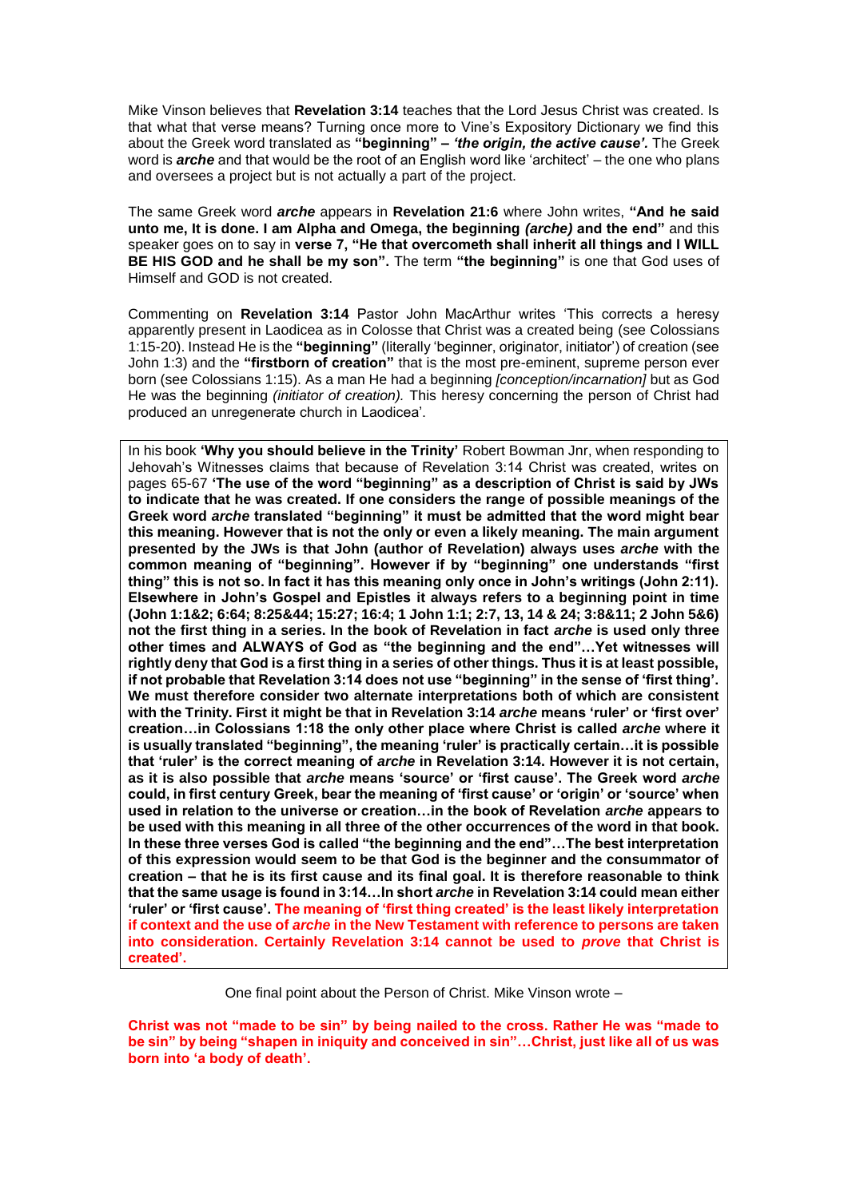Mike Vinson believes that **Revelation 3:14** teaches that the Lord Jesus Christ was created. Is that what that verse means? Turning once more to Vine's Expository Dictionary we find this about the Greek word translated as **"beginning" –** ***'the origin, the active cause'.*** The Greek word is ***arche*** and that would be the root of an English word like 'architect' – the one who plans and oversees a project but is not actually a part of the project.

The same Greek word ***arche*** appears in **Revelation 21:6** where John writes, **"And he said unto me, It is done. I am Alpha and Omega, the beginning *(arche)* and the end"** and this speaker goes on to say in **verse 7, "He that overcometh shall inherit all things and I WILL BE HIS GOD and he shall be my son".** The term **"the beginning"** is one that God uses of Himself and GOD is not created.

Commenting on **Revelation 3:14** Pastor John MacArthur writes 'This corrects a heresy apparently present in Laodicea as in Colosse that Christ was a created being (see Colossians 1:15-20). Instead He is the **"beginning"** (literally 'beginner, originator, initiator') of creation (see John 1:3) and the **"firstborn of creation"** that is the most pre-eminent, supreme person ever born (see Colossians 1:15). As a man He had a beginning *[conception/incarnation]* but as God He was the beginning *(initiator of creation).* This heresy concerning the person of Christ had produced an unregenerate church in Laodicea'.

In his book **'Why you should believe in the Trinity'** Robert Bowman Jnr, when responding to Jehovah's Witnesses claims that because of Revelation 3:14 Christ was created, writes on pages 65-67 **'The use of the word "beginning" as a description of Christ is said by JWs to indicate that he was created. If one considers the range of possible meanings of the Greek word *arche* translated "beginning" it must be admitted that the word might bear this meaning. However that is not the only or even a likely meaning. The main argument presented by the JWs is that John (author of Revelation) always uses *arche* with the common meaning of "beginning". However if by "beginning" one understands "first thing" this is not so. In fact it has this meaning only once in John's writings (John 2:11). Elsewhere in John's Gospel and Epistles it always refers to a beginning point in time (John 1:1&2; 6:64; 8:25&44; 15:27; 16:4; 1 John 1:1; 2:7, 13, 14 & 24; 3:8&11; 2 John 5&6) not the first thing in a series. In the book of Revelation in fact *arche* is used only three other times and ALWAYS of God as "the beginning and the end"…Yet witnesses will rightly deny that God is a first thing in a series of other things. Thus it is at least possible, if not probable that Revelation 3:14 does not use "beginning" in the sense of 'first thing'. We must therefore consider two alternate interpretations both of which are consistent with the Trinity. First it might be that in Revelation 3:14 *arche* means 'ruler' or 'first over' creation…in Colossians 1:18 the only other place where Christ is called *arche* where it is usually translated "beginning", the meaning 'ruler' is practically certain…it is possible that 'ruler' is the correct meaning of *arche* in Revelation 3:14. However it is not certain, as it is also possible that *arche* means 'source' or 'first cause'. The Greek word *arche* could, in first century Greek, bear the meaning of 'first cause' or 'origin' or 'source' when used in relation to the universe or creation…in the book of Revelation *arche* appears to be used with this meaning in all three of the other occurrences of the word in that book. In these three verses God is called "the beginning and the end"…The best interpretation of this expression would seem to be that God is the beginner and the consummator of creation – that he is its first cause and its final goal. It is therefore reasonable to think that the same usage is found in 3:14…In short *arche* in Revelation 3:14 could mean either 'ruler' or 'first cause'. The meaning of 'first thing created' is the least likely interpretation if context and the use of *arche* in the New Testament with reference to persons are taken into consideration. Certainly Revelation 3:14 cannot be used to *prove* that Christ is created'.**

One final point about the Person of Christ. Mike Vinson wrote –

**Christ was not "made to be sin" by being nailed to the cross. Rather He was "made to be sin" by being "shapen in iniquity and conceived in sin"…Christ, just like all of us was born into 'a body of death'.**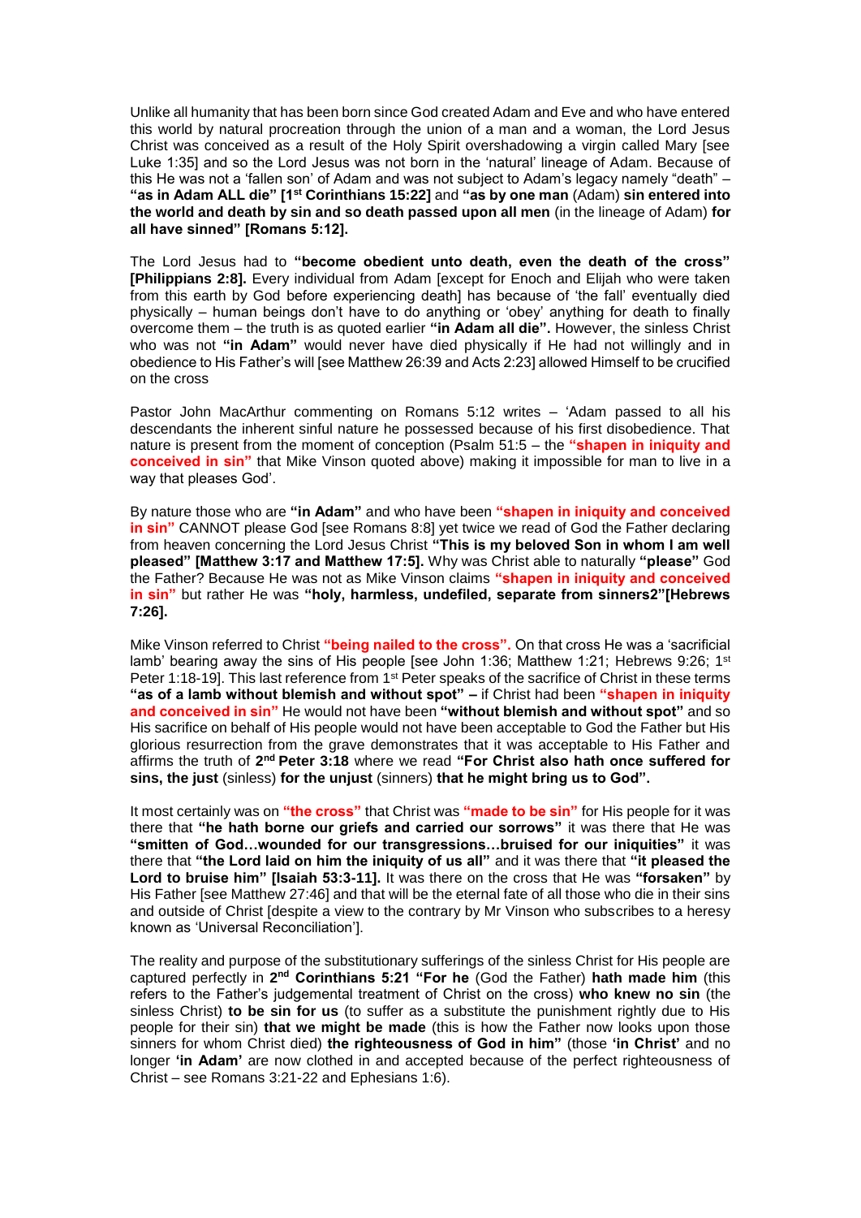Unlike all humanity that has been born since God created Adam and Eve and who have entered this world by natural procreation through the union of a man and a woman, the Lord Jesus Christ was conceived as a result of the Holy Spirit overshadowing a virgin called Mary [see Luke 1:35] and so the Lord Jesus was not born in the 'natural' lineage of Adam. Because of this He was not a 'fallen son' of Adam and was not subject to Adam's legacy namely "death" – **"as in Adam ALL die" [1st Corinthians 15:22]** and **"as by one man** (Adam) **sin entered into the world and death by sin and so death passed upon all men** (in the lineage of Adam) **for all have sinned" [Romans 5:12].**

The Lord Jesus had to **"become obedient unto death, even the death of the cross" [Philippians 2:8].** Every individual from Adam [except for Enoch and Elijah who were taken from this earth by God before experiencing death] has because of 'the fall' eventually died physically – human beings don't have to do anything or 'obey' anything for death to finally overcome them – the truth is as quoted earlier **"in Adam all die".** However, the sinless Christ who was not **"in Adam"** would never have died physically if He had not willingly and in obedience to His Father's will [see Matthew 26:39 and Acts 2:23] allowed Himself to be crucified on the cross

Pastor John MacArthur commenting on Romans 5:12 writes – 'Adam passed to all his descendants the inherent sinful nature he possessed because of his first disobedience. That nature is present from the moment of conception (Psalm 51:5 – the **"shapen in iniquity and conceived in sin"** that Mike Vinson quoted above) making it impossible for man to live in a way that pleases God'.

By nature those who are **"in Adam"** and who have been **"shapen in iniquity and conceived in sin"** CANNOT please God [see Romans 8:8] yet twice we read of God the Father declaring from heaven concerning the Lord Jesus Christ **"This is my beloved Son in whom I am well pleased" [Matthew 3:17 and Matthew 17:5].** Why was Christ able to naturally **"please"** God the Father? Because He was not as Mike Vinson claims **"shapen in iniquity and conceived in sin"** but rather He was **"holy, harmless, undefiled, separate from sinners2"[Hebrews 7:26].**

Mike Vinson referred to Christ **"being nailed to the cross".** On that cross He was a 'sacrificial lamb' bearing away the sins of His people [see John 1:36; Matthew 1:21; Hebrews 9:26; 1st Peter 1:18-19]. This last reference from 1st Peter speaks of the sacrifice of Christ in these terms **"as of a lamb without blemish and without spot" –** if Christ had been **"shapen in iniquity and conceived in sin"** He would not have been **"without blemish and without spot"** and so His sacrifice on behalf of His people would not have been acceptable to God the Father but His glorious resurrection from the grave demonstrates that it was acceptable to His Father and affirms the truth of **2nd Peter 3:18** where we read **"For Christ also hath once suffered for sins, the just** (sinless) **for the unjust** (sinners) **that he might bring us to God".**

It most certainly was on **"the cross"** that Christ was **"made to be sin"** for His people for it was there that **"he hath borne our griefs and carried our sorrows"** it was there that He was **"smitten of God…wounded for our transgressions…bruised for our iniquities"** it was there that **"the Lord laid on him the iniquity of us all"** and it was there that **"it pleased the Lord to bruise him" [Isaiah 53:3-11].** It was there on the cross that He was **"forsaken"** by His Father [see Matthew 27:46] and that will be the eternal fate of all those who die in their sins and outside of Christ [despite a view to the contrary by Mr Vinson who subscribes to a heresy known as 'Universal Reconciliation'].

The reality and purpose of the substitutionary sufferings of the sinless Christ for His people are captured perfectly in **2nd Corinthians 5:21 "For he** (God the Father) **hath made him** (this refers to the Father's judgemental treatment of Christ on the cross) **who knew no sin** (the sinless Christ) **to be sin for us** (to suffer as a substitute the punishment rightly due to His people for their sin) **that we might be made** (this is how the Father now looks upon those sinners for whom Christ died) **the righteousness of God in him"** (those **'in Christ'** and no longer **'in Adam'** are now clothed in and accepted because of the perfect righteousness of Christ – see Romans 3:21-22 and Ephesians 1:6).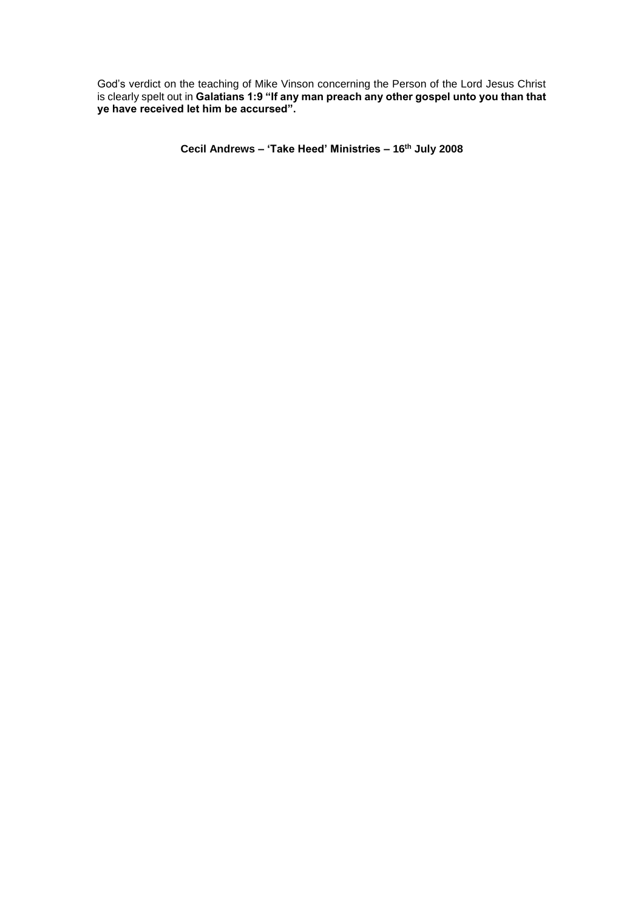God's verdict on the teaching of Mike Vinson concerning the Person of the Lord Jesus Christ is clearly spelt out in **Galatians 1:9 "If any man preach any other gospel unto you than that ye have received let him be accursed".**

**Cecil Andrews – 'Take Heed' Ministries – 16th July 2008**